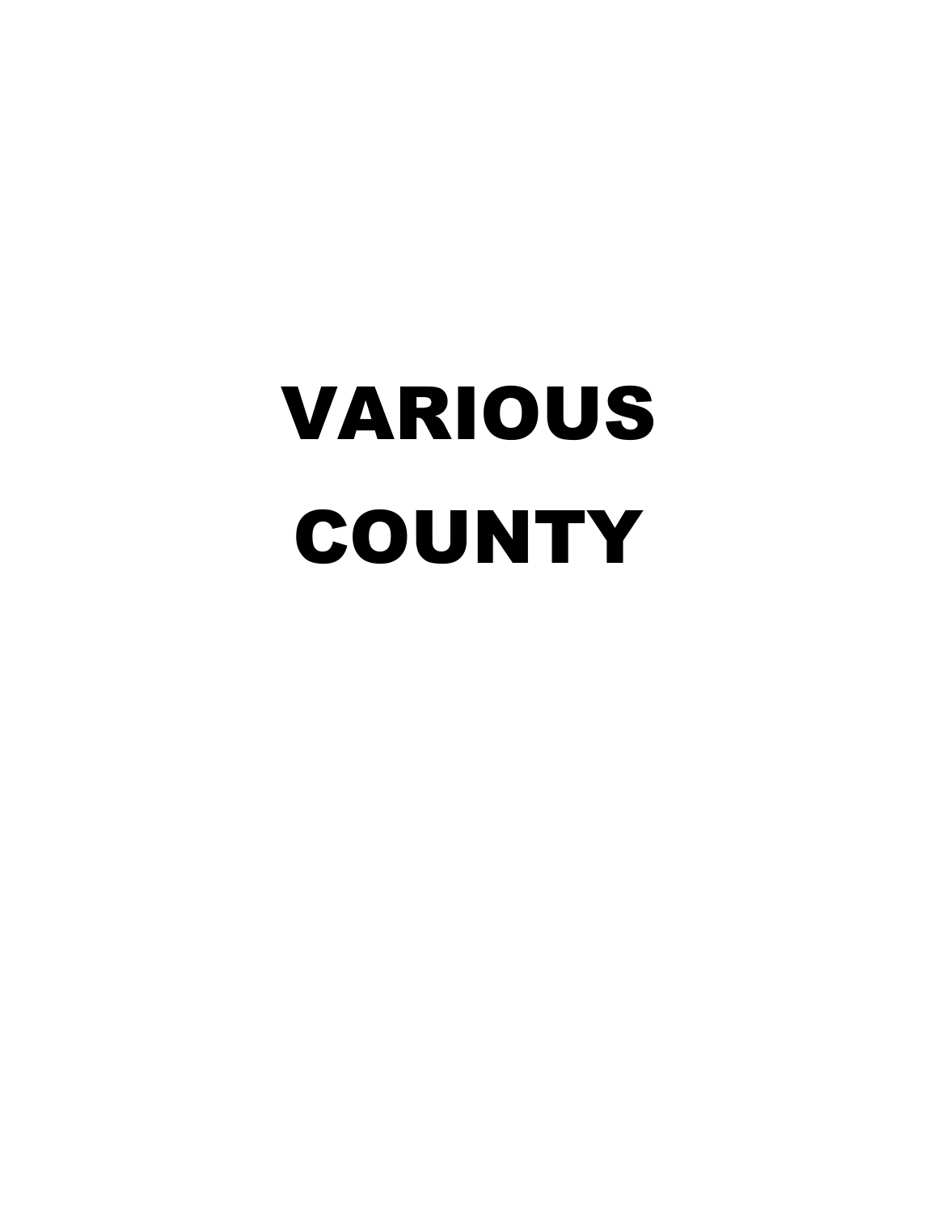# VARIOUS
# COUNTY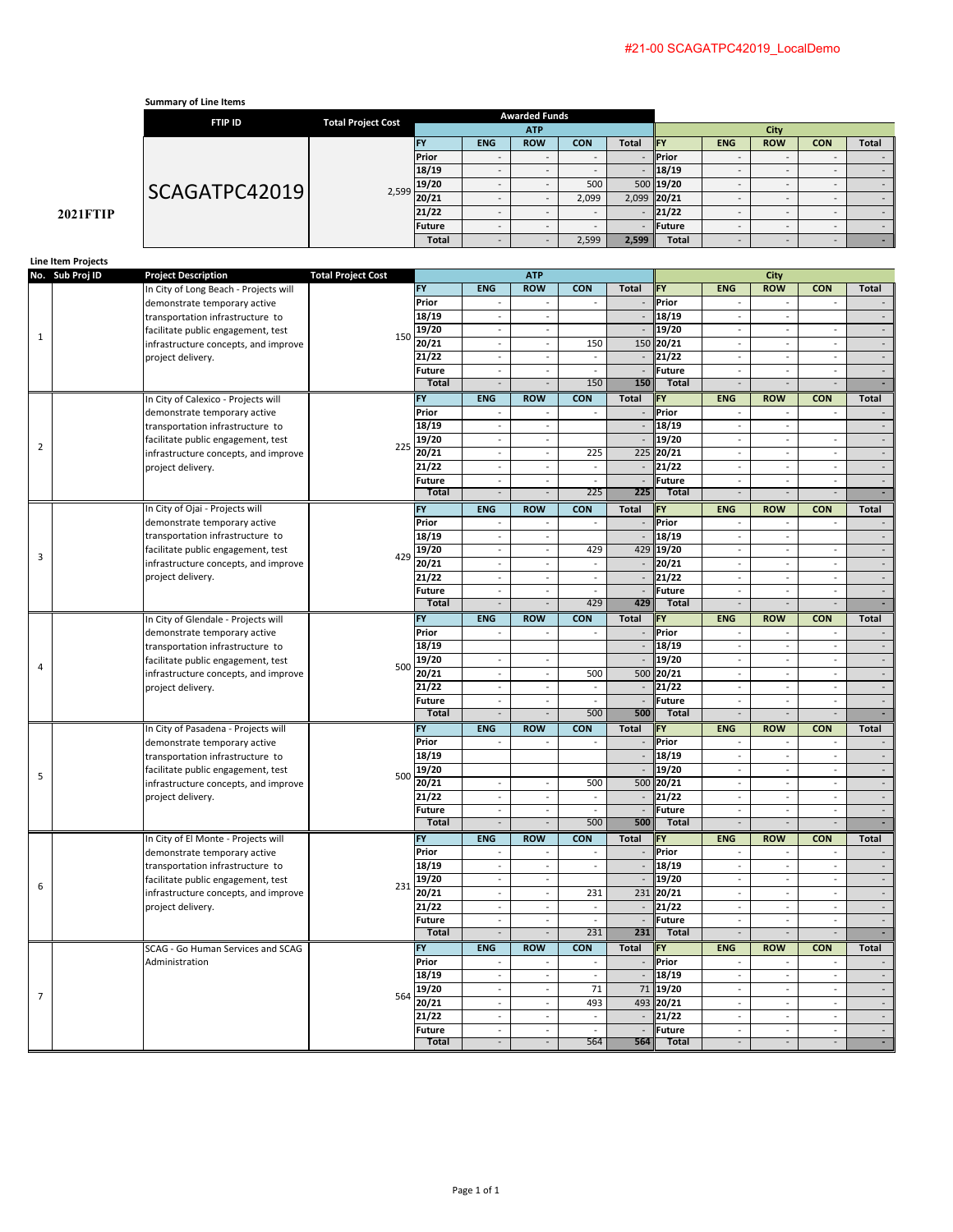#21-00 SCAGATPC42019_LocalDemo

**2021FTIP**

**Summary of Line Items**

| FTIP ID | Total Project Cost | ATP FY | ATP ENG | ATP ROW | ATP CON | ATP Total | City FY | City ENG | City ROW | City CON | City Total |
|---|---|---|---|---|---|---|---|---|---|---|---|
| SCAGATPC42019 | 2,599 | Prior | - | - | - | - | Prior | - | - | - | - |
| | | 18/19 | - | - | - | - | 18/19 | - | - | - | - |
| | | 19/20 | - | - | 500 | 500 | 19/20 | - | - | - | - |
| | | 20/21 | - | - | 2,099 | 2,099 | 20/21 | - | - | - | - |
| | | 21/22 | - | - | - | - | 21/22 | - | - | - | - |
| | | Future | - | - | - | - | Future | - | - | - | - |
| | | **Total** | - | - | 2,599 | **2,599** | **Total** | - | - | - | - |

Awarded Funds

**Line Item Projects**

| No. | Sub Proj ID | Project Description | Total Project Cost | ATP FY | ATP ENG | ATP ROW | ATP CON | ATP Total | City FY | City ENG | City ROW | City CON | City Total |
|---|---|---|---|---|---|---|---|---|---|---|---|---|---|
| 1 | | In City of Long Beach - Projects will demonstrate temporary active transportation infrastructure to facilitate public engagement, test infrastructure concepts, and improve project delivery. | 150 | Prior | - | - | - | - | Prior | - | - | - | - |
| | | | | 18/19 | - | - | | - | 18/19 | - | - | | - |
| | | | | 19/20 | - | - | | - | 19/20 | - | - | - | - |
| | | | | 20/21 | - | - | 150 | 150 | 20/21 | - | - | - | - |
| | | | | 21/22 | - | - | - | - | 21/22 | - | - | - | - |
| | | | | Future | - | - | - | - | Future | - | - | - | - |
| | | | | **Total** | - | - | 150 | **150** | **Total** | - | - | - | - |
| 2 | | In City of Calexico - Projects will demonstrate temporary active transportation infrastructure to facilitate public engagement, test infrastructure concepts, and improve project delivery. | 225 | Prior | - | - | - | - | Prior | - | - | - | - |
| | | | | 18/19 | - | - | | - | 18/19 | - | - | | - |
| | | | | 19/20 | - | - | | - | 19/20 | - | - | - | - |
| | | | | 20/21 | - | - | 225 | 225 | 20/21 | - | - | - | - |
| | | | | 21/22 | - | - | - | - | 21/22 | - | - | - | - |
| | | | | Future | - | - | - | - | Future | - | - | - | - |
| | | | | **Total** | - | - | 225 | **225** | **Total** | - | - | - | - |
| 3 | | In City of Ojai - Projects will demonstrate temporary active transportation infrastructure to facilitate public engagement, test infrastructure concepts, and improve project delivery. | 429 | Prior | - | - | - | - | Prior | - | - | - | - |
| | | | | 18/19 | - | - | | - | 18/19 | - | - | | - |
| | | | | 19/20 | - | - | 429 | 429 | 19/20 | - | - | - | - |
| | | | | 20/21 | - | - | - | - | 20/21 | - | - | - | - |
| | | | | 21/22 | - | - | - | - | 21/22 | - | - | - | - |
| | | | | Future | - | - | - | - | Future | - | - | - | - |
| | | | | **Total** | - | - | 429 | **429** | **Total** | - | - | - | - |
| 4 | | In City of Glendale - Projects will demonstrate temporary active transportation infrastructure to facilitate public engagement, test infrastructure concepts, and improve project delivery. | 500 | Prior | - | - | - | - | Prior | - | - | - | - |
| | | | | 18/19 | | | | - | 18/19 | - | - | - | - |
| | | | | 19/20 | - | - | | - | 19/20 | - | - | - | - |
| | | | | 20/21 | - | - | 500 | 500 | 20/21 | - | - | - | - |
| | | | | 21/22 | - | - | - | - | 21/22 | - | - | - | - |
| | | | | Future | - | - | - | - | Future | - | - | - | - |
| | | | | **Total** | - | - | 500 | **500** | **Total** | - | - | - | - |
| 5 | | In City of Pasadena - Projects will demonstrate temporary active transportation infrastructure to facilitate public engagement, test infrastructure concepts, and improve project delivery. | 500 | Prior | - | - | - | - | Prior | - | - | - | - |
| | | | | 18/19 | | | | - | 18/19 | - | - | - | - |
| | | | | 19/20 | | | | - | 19/20 | - | - | - | - |
| | | | | 20/21 | - | - | 500 | 500 | 20/21 | - | - | - | - |
| | | | | 21/22 | - | - | - | - | 21/22 | - | - | - | - |
| | | | | Future | - | - | - | - | Future | - | - | - | - |
| | | | | **Total** | - | - | 500 | **500** | **Total** | - | - | - | - |
| 6 | | In City of El Monte - Projects will demonstrate temporary active transportation infrastructure to facilitate public engagement, test infrastructure concepts, and improve project delivery. | 231 | Prior | - | - | - | - | Prior | - | - | - | - |
| | | | | 18/19 | - | - | - | - | 18/19 | - | - | - | - |
| | | | | 19/20 | - | - | | - | 19/20 | - | - | - | - |
| | | | | 20/21 | - | - | 231 | 231 | 20/21 | - | - | - | - |
| | | | | 21/22 | - | - | - | - | 21/22 | - | - | - | - |
| | | | | Future | - | - | - | - | Future | - | - | - | - |
| | | | | **Total** | - | - | 231 | **231** | **Total** | - | - | - | - |
| 7 | | SCAG - Go Human Services and SCAG Administration | 564 | Prior | - | - | - | - | Prior | - | - | - | - |
| | | | | 18/19 | - | - | - | - | 18/19 | - | - | - | - |
| | | | | 19/20 | - | - | 71 | 71 | 19/20 | - | - | - | - |
| | | | | 20/21 | - | - | 493 | 493 | 20/21 | - | - | - | - |
| | | | | 21/22 | - | - | - | - | 21/22 | - | - | - | - |
| | | | | Future | - | - | - | - | Future | - | - | - | - |
| | | | | **Total** | - | - | 564 | **564** | **Total** | - | - | - | - |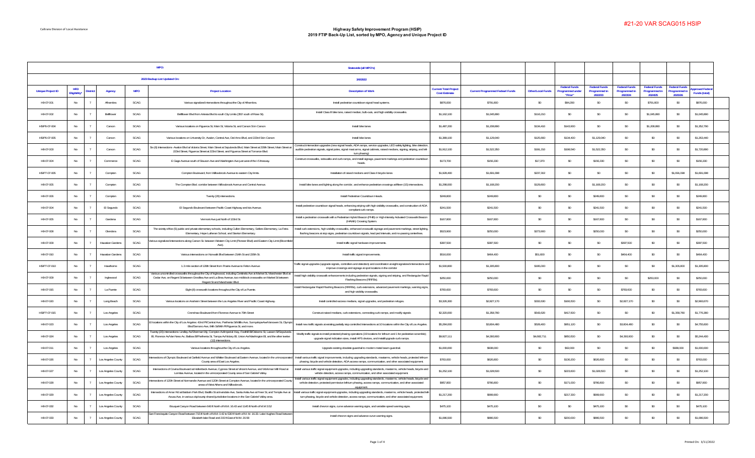Caltrans Division of Local Assistance

# Highway Safety Improvement Program (HSIP)
## 2019 FTIP Back-Up List, sorted by MPO, Agency and Unique Project ID

#21-20 VAR SCAG015 HSIP

| | | | | | MPO: | Statewide (all MPO's) | | | | | | | | | |
|---|---|---|---|---|---|---|---|---|---|---|---|---|---|---|---|
| | | | | | 2023 Backup List Updated On: | 3/4/2022 | | | | | | | | | |
| Unique Project ID | HR3 Eligibility* | District | Agency | MPO | Project Location | Description of Work | Current Total Project Cost Estimate | Current Programmed Federal Funds | Other/Local Funds | Federal Funds Programmed under "Prior" | Federal Funds Programmed in 2022/23 | Federal Funds Programmed in 2023/24 | Federal Funds Programmed in 2024/25 | Federal Funds Programmed in 2025/26 | Approved Federal Funds (total) |
| H9-07-001 | No | 7 | Alhambra | SCAG | Various signalized intersections throughout the City of Alhambra. | Install pedestrian countdown signal head systems. | $876,000 | $791,800 | $0 | $84,200 | $0 | $0 | $791,800 | $0 | $876,000 |
| H9-07-002 | No | 7 | Bellflower | SCAG | Bellflower Blvd from Artesia Blvd to south City Limits (260' south of Rose St). | Install Class II bike lane, raised median, bulb-outs, and high visibility crosswalks. | $1,162,100 | $1,045,890 | $116,210 | $0 | $0 | $0 | $1,045,890 | $0 | $1,045,890 |
| HSIP6-07-004 | No | 7 | Carson | SCAG | Various locations on Figueroa St, Main St, Victoria St, and Carson St in Carson | Install bike lanes | $1,487,200 | $1,208,890 | $134,410 | $143,900 | $0 | $0 | $1,208,890 | $0 | $1,352,790 |
| HSIP6-07-005 | No | 7 | Carson | SCAG | Various locations on University Dr, Avalon, Central Ave, Del Amo Blvd, and 223rd St in Carson | Install bike lanes | $1,389,100 | $1,129,040 | $125,660 | $134,400 | $1,129,040 | $0 | $0 | $0 | $1,263,440 |
| H8-07-003 | No | 7 | Carson | SCAG | Six (6) Intersections - Avalon Blvd at Victoria Street, Main Street at Sepulveda Blvd, Main Street at 220th Street, Main Street at 223rd Street, Figueroa Street at 223rd Street, and Figueroa Street at Torrance Blvd. | Construct intersection upgrades (new signal heads, ADA ramps, service upgrades, LED safety lighting, bike detection, audible pedestrian signals, signal poles, signal mast arms, signal cabinets, raised medians, signing, striping, and left-turn phasing) | $1,912,100 | $1,522,350 | $191,210 | $198,540 | $1,522,350 | $0 | $0 | $0 | $1,720,890 |
| H9-07-004 | No | 7 | Commerce | SCAG | E Gage Avenue south of Slauson Ave and Washington Ave just west of the I-5 freeway. | Construct crosswalks, sidewalks and curb ramps, and install signage, pavement markings and pedestrian countdown heads. | $173,700 | $156,330 | $17,370 | $0 | $156,330 | $0 | $0 | $0 | $156,330 |
| HSIP7-07-005 | No | 7 | Compton | SCAG | Compton Boulevard, from Willowbrook Avenue to eastern City limits. | Installation of raised medians and Class II bicycle lanes | $1,928,400 | $1,691,098 | $237,302 | $0 | $0 | $0 | $0 | $1,691,098 | $1,691,098 |
| H8-07-005 | No | 7 | Compton | SCAG | The Compton Blvd. corridor between Willowbrook Avenue and Central Avenue. | Install bike lanes and lighting along the corridor, and enhance pedestrian crossings at fifteen (15) intersections. | $1,298,000 | $1,168,200 | $129,800 | $0 | $1,168,200 | $0 | $0 | $0 | $1,168,200 |
| H8-07-006 | No | 7 | Compton | SCAG | Twenty (20) intersections. | Install Pedestrian Countdown Heads. | $249,800 | $249,800 | $0 | $0 | $249,800 | $0 | $0 | $0 | $249,800 |
| H9-07-004 | No | 7 | El Segundo | SCAG | El Segundo Boulevard between Pacific Coast Highway and Isis Avenue. | Install pedestrian countdown signal heads, enhancing striping with high visibility crosswalks, and construction of ADA compliant curb ramps. | $241,500 | $241,500 | $0 | $0 | $241,500 | $0 | $0 | $0 | $241,500 |
| H9-07-005 | No | 7 | Gardena | SCAG | Vermont Ave just North of 133rd St. | Install a pedestrian crosswalk with a Pedestrian Hybrid Beacon (PHB) or High-intensity Activated Crosswalk Beacon (HAWK) Crossing System. | $167,800 | $167,800 | $0 | $0 | $167,800 | $0 | $0 | $0 | $167,800 |
| H9-07-008 | No | 7 | Glendora | SCAG | The vicinity of five (5) public and private elementary schools, including Cullen Elementary, Sellers Elementary, La Fetra Elementary, Hope Lutheran School, and Stanton Elementary. | Install curb extensions, high-visibility crosswalks, enhanced crosswalk signage and pavement markings, street lighting, flashing beacons at stop signs, pedestrian countdown signals, lead ped intervals, and no-passing centerlines. | $523,900 | $250,000 | $273,900 | $0 | $250,000 | $0 | $0 | $0 | $250,000 |
| H9-07-009 | No | 7 | Hawaiian Gardens | SCAG | Various signalized intersections along Carson St. between Western City Limit (Pioneer Blvd) and Eastern City Limit (Bloomfield Ave). | Install traffic signal hardware improvements. | $397,500 | $397,500 | $0 | $0 | $0 | $397,500 | $0 | $0 | $397,500 |
| H9-07-010 | No | 7 | Hawaiian Gardens | SCAG | Various intersections on Norwalk Blvd between 214th St and 226th St. | Install traffic signal improvements. | $516,000 | $464,400 | $51,600 | $0 | $0 | $464,400 | $0 | $0 | $464,400 |
| HSIP7-07-010 | No | 7 | Hawthorne | SCAG | 1.3 mile section of 120th Street from Prairie Avenue to Felton Avenue | Traffic signal upgrades (upgrade signals, controllers and detection) and coordination at eight signalized intersections and improve crossings and signage at spot locations in the corridor | $1,500,800 | $1,305,800 | $195,000 | $0 | $0 | $0 | $0 | $1,305,800 | $1,305,800 |
| H9-07-009 | No | 7 | Inglewood | SCAG | Various uncontrolled crosswalks throughout the City of Inglewood, including Centinela Ave at Market St, Manchester Blvd at Cedar Ave, on Regent St between Grevillea Ave and La Brea Avenue, two midblock crosswalks on Market St between Regent St and Manchester Blvd. | Install high visibility crosswalk enhancements including pedestrian signals, signing and striping, and Rectangular Rapid Flashing Beacons (RRFBs). | $250,000 | $250,000 | $0 | $0 | $0 | $250,000 | $0 | $0 | $250,000 |
| H9-07-031 | No | 7 | La Puente | SCAG | Eight (8) crosswalk locations throughout the City of La Puente. | Install Rectangular Rapid Flashing Beacons (RRFBs), curb extensions, advanced pavement markings, warning signs, and high visibility crosswalks. | $783,600 | $783,600 | $0 | $0 | $0 | $783,600 | $0 | $0 | $783,600 |
| H8-07-020 | No | 7 | Long Beach | SCAG | Various locations on Anaheim Street between the Los Angeles River and Pacific Coast Highway. | Install controlled-access medians, signal upgrades, and pedestrian refuges. | $3,326,300 | $2,827,170 | $332,630 | $166,500 | $0 | $2,827,170 | $0 | $0 | $2,993,670 |
| HSIP7-07-015 | No | 7 | Los Angeles | SCAG | Crenshaw Boulevard from Florence Avenue to 79th Street | Construct raised medians, curb extensions, connecting curb ramps, and modify signals | $2,320,000 | $1,358,780 | $543,620 | $417,600 | $0 | $0 | $0 | $1,358,780 | $1,776,380 |
| H8-07-023 | No | 7 | Los Angeles | SCAG | 10 locations within the City of Los Angeles: 42nd Pl/Central Ave, Parthenia St/Willis Ave, Sunnyslope Ave/Vanowen St, Olympic Blvd/Serrano Ave, 84th St/84th Pl/Figueroa St, and more. | Install new traffic signals at existing partially stop controlled intersections at 10 locations within the City of Los Angeles. | $5,284,000 | $3,804,480 | $528,400 | $951,120 | $0 | $3,804,480 | $0 | $0 | $4,755,600 |
| H8-07-024 | No | 7 | Los Angeles | SCAG | Twenty (20) intersections: Lindley Av/Sherman Wy, Compton Av/Imperial Hwy, Foothill Bl/Osborne St, Lassen St/Sepulveda Bl, Florence Av/Van Ness Av, Balboa Bl/Parthenia St, Tampa Av/Victory Bl, Union Av/Washington Bl, and the other twelve (12) intersections. | Modify traffic signals to install protected phasing operations (19 locations for left-turn and 1 for pedestrian scramble); upgrade signal indication sizes, install APS devices, and install upgrade curb ramps. | $9,927,111 | $4,393,900 | $4,682,711 | $850,500 | $0 | $4,393,900 | $0 | $0 | $5,244,400 |
| H9-07-011 | No | 7 | Los Angeles | SCAG | Various locations throughout the City of Los Angeles. | Upgrade existing obsolete guardrail to modern metal beam guardrail. | $1,000,000 | $938,000 | $0 | $62,000 | $0 | $0 | $0 | $938,000 | $1,000,000 |
| H8-07-026 | No | 7 | Los Angeles County | SCAG | Intersections of Olympic Boulevard at Garfield Avenue and Whittier Boulevard at Eastern Avenue, located in the unincorporated County area of East Los Angeles. | Install various traffic signal improvements, including upgrading standards, mastarms, vehicle heads, protected left-turn phasing, bicycle and vehicle detection, ADA access ramps, communication, and other associated equipment. | $763,000 | $626,800 | $0 | $136,200 | $626,800 | $0 | $0 | $0 | $763,000 |
| H8-07-027 | No | 7 | Los Angeles County | SCAG | Intersections of Covina Boulevard at Hollenbeck Avenue, Cypress Street at Vincent Avenue, and Workman Mill Road at Lomitas Avenue, located in the unincorporated County areas of San Gabriel Valley. | Install various traffic signal equipment upgrades, including upgrading standards, mastarms, vehicle heads, bicycle and vehicle detection, access ramps, communication, and other associated equipment. | $1,252,100 | $1,028,500 | $0 | $223,600 | $1,028,500 | $0 | $0 | $0 | $1,252,100 |
| H8-07-028 | No | 7 | Los Angeles County | SCAG | Intersections of 120th Street at Normandie Avenue and 120th Street at Compton Avenue, located in the unincorporated County areas of West Athens and Willowbrook. | Install various traffic signal equipment upgrades, including upgrading standards, mastarms, vehicle heads, bicycle and vehicle detection, protected-permissive left-turn phasing, access ramps, communication, and other associated equipment. | $957,800 | $786,800 | $0 | $171,000 | $786,800 | $0 | $0 | $0 | $957,800 |
| H8-07-029 | No | 7 | Los Angeles County | SCAG | Intersections of Amar Rd at Baldwin Park Blvd, Badillo St at Irwindale Ave, Santa Anita Ave at Freer St, and Temple Ave at Azusa Ave, in various city/county shared-jurisdiction locations in the San Gabriel Valley area. | Install various traffic signal equipment upgrades, including upgrading standards, mastarms, vehicle heads, protected left-turn phasing, bicycle and vehicle detection, access ramps, communication, and other associated equipment. | $1,217,200 | $999,900 | $0 | $217,300 | $999,900 | $0 | $0 | $0 | $1,217,200 |
| H8-07-032 | No | 7 | Los Angeles County | SCAG | Bouquet Canyon Road between 640 ft North of M.M. 16.43 and 1145 ft North of M.M 3.52 | Install chevron signs, curve advance warning signs, and variable speed warning signs. | $475,100 | $475,100 | $0 | $0 | $475,100 | $0 | $0 | $0 | $475,100 |
| H8-07-033 | No | 7 | Los Angeles County | SCAG | San Francisquito Canyon Road between 715 ft North of M.M. 0.42 to 530 ft North of M. M. 16.33. Lake Hughes Road between Elizabeth lake Road and 215 ft East of M.M. 20.59. | Install chevron signs and advance curve warning signs. | $1,086,500 | $886,500 | $0 | $200,000 | $886,500 | $0 | $0 | $0 | $1,086,500 |

Printed On: 3/11/2022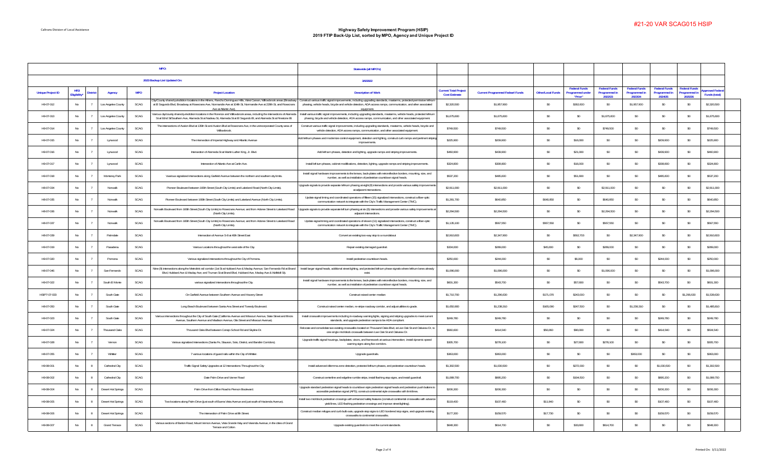# Highway Safety Improvement Program (HSIP)
## 2019 FTIP Back-Up List, sorted by MPO, Agency and Unique Project ID

Caltrans Division of Local Assistance

#21-20 VAR SCAG015 HSIP

| MPO: | | | | | | Statewide (all MPO's) | | | | | | | | | |
|---|---|---|---|---|---|---|---|---|---|---|---|---|---|---|---|
| 2023 Backup List Updated On: | | | | | | 3/8/2022 | | | | | | | | | |
| Unique Project ID | HR3 Eligibility* | District | Agency | MPO | Project Location | Description of Work | Current Total Project Cost Estimate | Current Programmed Federal Funds | Other/Local Funds | Federal Funds Programmed under "Prior" | Federal Funds Programmed in 2022/23 | Federal Funds Programmed in 2023/24 | Federal Funds Programmed in 2024/25 | Federal Funds Programmed in 2025/26 | Approved Federal Funds (total) |
| H9-07-012 | No | 7 | Los Angeles County | SCAG | City/County shared-jurisdiction locations in the Athens, Rancho Dominguez Hills, West Carson, Willowbrook areas (Broadway at El Segundo Blvd, Broadway at Rosecrans Ave, Normandie Ave at 104th St, Normandie Ave at 228th St, and Rosecrans Ave at Atlantic Ave). | Construct various traffic signal improvements, including upgrading standards, mastarms, protected-permissive lefttturn phasing, vehicle heads, bicycle and vehicle detection, ADA access ramps, communication, and other associated equipment. | $2,320,500 | $1,957,900 | $0 | $362,600 | $0 | $1,957,900 | $0 | $0 | $2,320,500 |
| H9-07-013 | No | 7 | Los Angeles County | SCAG | Various city/county shared-jurisdiction locations in the Florence and Willowbrook areas, including the intersections of Alameda St at 93rd St/Southern Ave, Alameda St at Nadeau St, Alameda St at El Segundo Bl, and Alameda St at Firestone Bl. | Install various traffic signal improvements, including upgrading standards, mastarms, vehicle heads, protected lefturn phasing, bicycle and vehicle detection, ADA access ramps, communication, and other associated equipment. | $1,675,600 | $1,675,600 | $0 | $0 | $1,675,600 | $0 | $0 | $0 | $1,675,600 |
| H9-07-014 | No | 7 | Los Angeles County | SCAG | The intersections of Avalon Blvd at 135th St and Avalon Blvd at Rosecrans Ave, in the unincorporated County area of Willowbrook. | Construct various traffic signal improvements, including upgrading standards, mastarms, vehicle heads, bicycle and vehicle detection, ADA access ramps, communication, and other associated equipment. | $749,500 | $749,500 | $0 | $0 | $749,500 | $0 | $0 | $0 | $749,500 |
| H9-07-015 | No | 7 | Lynwood | SCAG | The intersection of Imperial Highway and Atlantic Avenue | Add leftturn phases and modernize control equipment, detection and lighting, construct curb ramps and pertinent striping improvements. | $225,900 | $209,900 | $0 | $16,000 | $0 | $0 | $209,900 | $0 | $225,900 |
| H9-07-016 | No | 7 | Lynwood | SCAG | Intersection of Alameda St at Martin Luther King, Jr. Blvd. | Add left turn phases, detection and lighting, upgrade ramps and striping improvements. | $460,900 | $439,900 | $0 | $21,000 | $0 | $0 | $439,900 | $0 | $460,900 |
| H9-07-017 | No | 7 | Lynwood | SCAG | Intersection of Atlantic Ave at Carlin Ave. | Install left turn phases, cabinet modifications, detection, lighting, upgrade ramps and striping improvements. | $324,800 | $308,800 | $0 | $16,000 | $0 | $0 | $308,800 | $0 | $324,800 |
| H9-07-018 | No | 7 | Monterey Park | SCAG | Vearious signalized intersections along Garfield Avenue between the northern and southern city limits. | Install signal hardware improvements to the lenses, back-plates with retroreflective borders, mounting, size, and number, as well as installation of pedestrian countdown signal heads. | $537,200 | $485,600 | $0 | $51,600 | $0 | $0 | $485,600 | $0 | $537,200 |
| H8-07-034 | No | 7 | Norwalk | SCAG | Pioneer Boulevard between 166th Street (South City Limits) and Lakeland Road (North City Limits). | Upgrade signals to provide separate leftturn phasing at eight (8) intersections and provide various safety improvements at adjacent intersections. | $2,911,000 | $2,911,000 | $0 | $0 | $2,911,000 | $0 | $0 | $0 | $2,911,000 |
| H8-07-035 | No | 7 | Norwalk | SCAG | Pioneer Boulevard between 166th Street (South City Limits) and Lakeland Avenue (North City Limits). | Update signal timing and coordinated operations of fifteen (15) signalized intersections, construct a fiber-optic communication network to integrate with the City's Traffic Management Center (TMC). | $1,281,700 | $640,850 | $640,850 | $0 | $640,850 | $0 | $0 | $0 | $640,850 |
| H8-07-036 | No | 7 | Norwalk | SCAG | Norwalk Boulevard from 166th Street (South City Limits) to Rosecrans Avenue; and from Adoree Street to Lakeland Road (North City Limits). | Upgrade signals to provide separate left turn phasing at six (6) intersections and provide various safety improvements at adjacent intersections. | $2,294,500 | $2,294,500 | $0 | $0 | $2,294,500 | $0 | $0 | $0 | $2,294,500 |
| H8-07-037 | No | 7 | Norwalk | SCAG | Norwalk Boulevard from 166th Street (South City Limits) to Rosecrans Avenue; and from Adoree Street to Lakeland Road (North City Limits). | Update signal timing and coordinated operations of eleven (11) signalized intersections, construct a fiber-optic communication network to integrate with the City's Traffic Management Center (TMC). | $1,135,100 | $567,550 | $567,550 | $0 | $567,550 | $0 | $0 | $0 | $567,550 |
| H9-07-019 | No | 7 | Palmdale | SCAG | Intersection of Avenue S-8 at 40th Street East | Convert an existing two-way stop to a roundabout | $2,910,603 | $2,347,900 | $0 | $562,703 | $0 | $2,347,900 | $0 | $0 | $2,910,603 |
| H9-07-019 | No | 7 | Pasadena | SCAG | Various Locations throughout the west side of the City. | Repair existing damaged guardrail. | $334,000 | $289,000 | $45,000 | $0 | $289,000 | $0 | $0 | $0 | $289,000 |
| H9-07-020 | No | 7 | Pomona | SCAG | Various signalized intersections throughout the City of Pomona. | Install pedestrian countdown heads. | $250,000 | $244,000 | $0 | $6,000 | $0 | $0 | $244,000 | $0 | $250,000 |
| H8-07-046 | No | 7 | San Fernando | SCAG | Nine (9) intersections along the Metrolink rail corridor (1st St at Hubbard Ave & Maclay Avenue; San Fernando Rd at Brand Blvd, Hubbard Ave & Maclay Ave; and Truman St at Brand Blvd, Hubbard Ave, Maclay Ave & Wahlkill St). | Install larger signal heads, additional street lighting, and protected left turn phase signals where left turn lanes already exist. | $1,096,000 | $1,096,000 | $0 | $0 | $1,096,000 | $0 | $0 | $0 | $1,096,000 |
| H9-07-022 | No | 7 | South El Monte | SCAG | various signalized intersections throughout the City. | Install signal hardware improvements to the lenses, back-plates with retroreflective borders, mounting, size, and number, as well as installation of pedestrian countdown signal heads. | $601,300 | $543,700 | $0 | $57,600 | $0 | $0 | $543,700 | $0 | $601,300 |
| HSIP7-07-033 | No | 7 | South Gate | SCAG | On Garfield Avenue between Southern Avenue and Howery Street | Construct raised center median | $1,710,700 | $1,296,630 | $171,070 | $243,000 | $0 | $0 | $0 | $1,296,630 | $1,539,630 |
| H8-07-050 | No | 7 | South Gate | SCAG | Long Beach Boulevard between Santa Ana Street and Tweedy Boulevard. | Construct raised center median, re-stripe roadway corridor, and adjust utilities to grade. | $1,650,900 | $1,238,310 | $165,090 | $247,500 | $0 | $1,238,310 | $0 | $0 | $1,485,810 |
| H9-07-023 | No | 7 | South Gate | SCAG | Various intersections throughout the City of South Gate (California Avenue and Missouri Avenue, State Street and Illinois Avenue, Southern Avenue and Madison Avenue, Otis Street and Missouri Avenue). | Install crosswalk improvements including in-roadway warning lights, signing and striping upgrades to meet current standards, and upgrade pedestrian ramps to be ADA compliant. | $249,780 | $249,780 | $0 | $0 | $0 | $0 | $249,780 | $0 | $249,780 |
| H9-07-024 | No | 7 | Thousand Oaks | SCAG | Thousand Oaks Blvd between Conejo School Rd and Skyline Dr. | Relocate and consolidate two existing crosswalks located on Thousand Oaks Blvd, at Live Oak St and Oakview Dr, to one single mid-block crosswalk between Live Oak St and Oakview Dr. | $560,600 | $414,540 | $56,060 | $90,000 | $0 | $0 | $414,540 | $0 | $504,540 |
| H9-07-028 | No | 7 | Vernon | SCAG | Various signalized intersections (Santa Fe, Slauson, Soto, District, and Bandini Corridors). | Upgrade traffic signal housings, backplates, visors, and framework at various intersection; install dynamic speed warning signs along five corridors. | $305,700 | $278,100 | $0 | $27,600 | $278,100 | $0 | $0 | $0 | $305,700 |
| H9-07-055 | No | 7 | Whittier | SCAG | 7 various locations of guard rails within the City of Whittier. | Upgrade guardrails. | $363,000 | $363,000 | $0 | $0 | $0 | $363,000 | $0 | $0 | $363,000 |
| H9-08-001 | No | 8 | Cathedral City | SCAG | Traffic Signal Safety Upgrades at 12 Intersections Throughout the City | Install advanced dilemma zone detection, protected leftturn phases, and pedestrian countdown heads. | $1,302,500 | $1,030,500 | $0 | $272,000 | $0 | $0 | $1,030,500 | $0 | $1,302,500 |
| H9-08-002 | No | 8 | Cathedral City | SCAG | Date Palm Drive and Varner Road | Construct centerline and edgeline rumble strips, install flashing stop signs, and install guardrail. | $1,089,700 | $895,200 | $0 | $194,500 | $0 | $0 | $895,200 | $0 | $1,089,700 |
| H9-08-004 | No | 8 | Desert Hot Springs | SCAG | Palm Drive from Dillon Road to Pierson Boulevard. | Upgrade standard pedestrian signal heads to countdown style pedestrian signal heads and pedestrian push buttons to accessible pedestrian signal (APS); construct continental style crosswalks with limit lines. | $206,300 | $206,300 | $0 | $0 | $0 | $0 | $206,300 | $0 | $206,300 |
| H9-08-005 | No | 8 | Desert Hot Springs | SCAG | Two locations along Palm Drive (just south of Buena Vista Avenue and just south of Hacienda Avenue). | Install two mid-block pedestrian crossings with enhanced safety features (construct continental crosswalks with advance yield lines, LED flashing pedestrian crossings and improve street lighting). | $119,400 | $107,460 | $11,940 | $0 | $0 | $0 | $107,460 | $0 | $107,460 |
| H9-08-006 | No | 8 | Desert Hot Springs | SCAG | The intersection of Palm Drive at 8th Street. | Construct median refuges and curb bulb outs, upgrade stop signs to LED bordered stop signs, and upgrade existing crosswalks to continental crosswalks. | $177,300 | $159,570 | $17,730 | $0 | $0 | $0 | $159,570 | $0 | $159,570 |
| H9-08-007 | No | 8 | Grand Terrace | SCAG | Various sections of Barton Road, Mount Vernon Avenue, Vista Grande Way and Vivienda Avenue, in the cities of Grand Terrace and Colton. | Upgrade existing guardrails to meet the current standards. | $648,300 | $614,700 | $0 | $33,600 | $614,700 | $0 | $0 | $0 | $648,300 |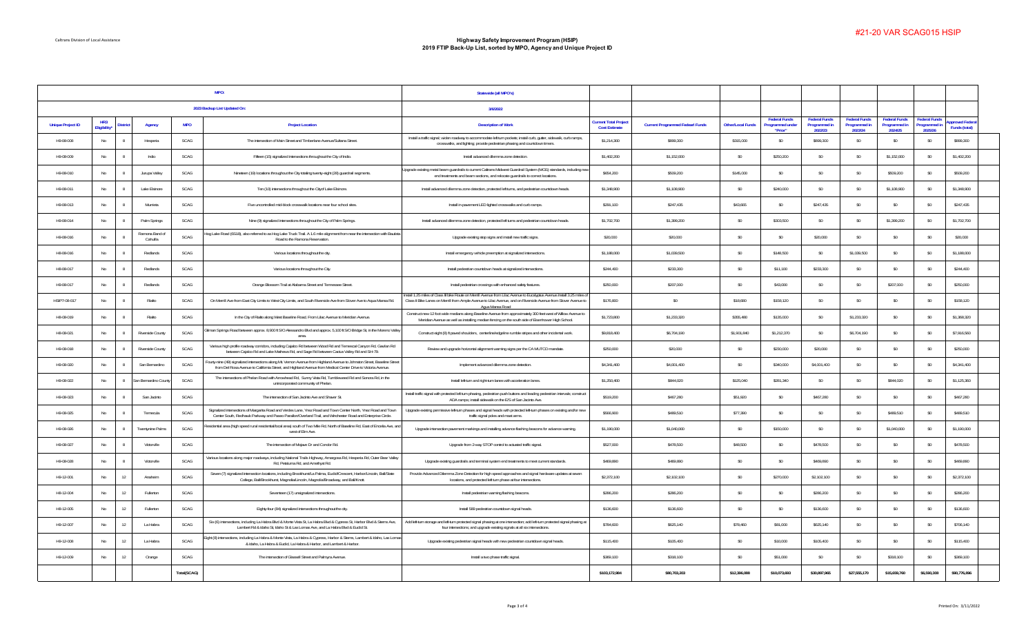#21-20 VAR SCAG015 HSIP

Caltrans Division of Local Assistance

## Highway Safety Improvement Program (HSIP)
## 2019 FTIP Back-Up List, sorted by MPO, Agency and Unique Project ID

| MPO: | | | | | | Statewide (all MPO's) | | | | | | | | | | |
|---|---|---|---|---|---|---|---|---|---|---|---|---|---|---|---|---|
| 2023 Backup List Updated On: | | | | | | 3/9/2022 | | | | | | | | | | |
| Unique Project ID | HR3 Eligibility* | District | Agency | MPO | Project Location | Description of Work | Current Total Project Cost Estimate | Current Programmed Federal Funds | Other/Local Funds | Federal Funds Programmed under "Prior" | Federal Funds Programmed in 2022/23 | Federal Funds Programmed in 2023/24 | Federal Funds Programmed in 2024/25 | Federal Funds Programmed in 2025/26 | Approved Federal Funds (total) |
| H9-08-008 | No | 8 | Hesperia | SCAG | The intersection of Main Street and Timberlane Avenue/Sultana Street. | Install a traffic signal; widen roadway to accommodate left-turn pockets; install curb, gutter, sidewalk, curb ramps, crosswalks, and lighting; provide pedestrian phasing and countdown timers. | $1,214,300 | $899,300 | $315,000 | $0 | $899,300 | $0 | $0 | $0 | $899,300 |
| H9-08-009 | No | 8 | Indio | SCAG | Fifteen (15) signalized intersections throughout the City of Indio. | Install advanced dilemma zone detection. | $1,402,200 | $1,152,000 | $0 | $250,200 | $0 | $0 | $1,152,000 | $0 | $1,402,200 |
| H9-08-010 | No | 8 | Jurupa Valley | SCAG | Nineteen (19) locations throughout the City totaling twenty-eight (28) guardrail segments. | Upgrade existing metal beam guardrails to current Caltrans Midwest Guardrail System (MGS) standards, including new end treatments and beam sections, and relocate guardrails to correct locations. | $654,200 | $509,200 | $145,000 | $0 | $0 | $0 | $509,200 | $0 | $509,200 |
| H9-08-011 | No | 8 | Lake Elsinore | SCAG | Ten (10) intersections throughout the City of Lake Elsinore. | Install advanced dilemma zone detection, protected left turns, and pedestrian countdown heads. | $1,348,900 | $1,108,900 | $0 | $240,000 | $0 | $0 | $1,108,900 | $0 | $1,348,900 |
| H9-08-013 | No | 8 | Murrieta | SCAG | Five uncontrolled mid-block crosswalk locations near four school sites. | Install in-pavement LED lighted crosswalks and curb ramps. | $291,100 | $247,435 | $43,665 | $0 | $247,435 | $0 | $0 | $0 | $247,435 |
| H9-08-014 | No | 8 | Palm Springs | SCAG | Nine (9) signalized intersections throughout the City of Palm Springs. | Install advanced dilemma zone detection, protected left turns and pedestrian countdown heads. | $1,702,700 | $1,399,200 | $0 | $303,500 | $0 | $0 | $1,399,200 | $0 | $1,702,700 |
| H9-08-016 | No | 8 | Ramona Band of Cahuilla | SCAG | Hog Lake Road (6518), also referred to as Hog Lake Truck Trail. A 1.6 mile alignment from near the intersection with Bautista Road to the Ramona Reservation. | Upgrade existing stop signs and install new traffic signs. | $20,000 | $20,000 | $0 | $0 | $20,000 | $0 | $0 | $0 | $20,000 |
| H8-08-016 | No | 8 | Redlands | SCAG | Various locations throughout the city. | Install emergency vehicle preemption at signalized intersections. | $1,188,000 | $1,039,500 | $0 | $148,500 | $0 | $1,039,500 | $0 | $0 | $1,188,000 |
| H9-08-017 | No | 8 | Redlands | SCAG | Various locations throughout the City. | Install pedestrian countdown heads at signalized intersections. | $244,400 | $233,300 | $0 | $11,100 | $233,300 | $0 | $0 | $0 | $244,400 |
| H9-08-017 | No | 8 | Redlands | SCAG | Orange Blossom Trail at Alabama Street and Tennessee Street. | Install pedestrian crossings with enhanced safety features. | $250,000 | $207,000 | $0 | $43,000 | $0 | $0 | $207,000 | $0 | $250,000 |
| HSIP7-08-017 | No | 8 | Rialto | SCAG | On Merrill Ave from East City Limits to West City Limits, and South Riverside Ave from Slover Ave to Agua Mansa Rd. | Install 1.25 miles of Class III Bike Route on Merrill Avenue from Lilac Avenue to Eucalyptus Avenue Install 3.25 miles of Class II Bike Lanes on Merrill from Ample Avenue to Lilac Avenue, and on Riverside Avenue from Slover Avenue to Agua Mansa Road | $176,800 | $0 | $18,680 | $158,120 | $0 | $0 | $0 | $0 | $158,120 |
| H9-08-019 | No | 8 | Rialto | SCAG | In the City of Rialto along West Baseline Road, From Lilac Avenue to Meridian Avenue. | Construct new 12 foot wide medians along Baseline Avenue from approximately 300 feet west of Willow Avenue to Meridian Avenue as well as installing median fencing on the south side of Eisenhower High School. | $1,723,800 | $1,233,320 | $355,480 | $135,000 | $0 | $1,233,320 | $0 | $0 | $1,368,320 |
| H9-08-021 | No | 8 | Riverside County | SCAG | Gilman Springs Road between approx. 8,900 ft S/O Alessandro Blvd and approx. 5,100 ft S/O Bridge St, in the Moreno Valley area. | Construct eight (8) ft paved shoulders; centerline/edgeline rumble stripes and other incidental work. | $8,818,400 | $6,704,190 | $1,901,840 | $1,212,370 | $0 | $6,704,190 | $0 | $0 | $7,916,560 |
| H9-08-018 | No | 8 | Riverside County | SCAG | Various high profile roadway corridors, including Cajalco Rd between Wood Rd and Temescal Canyon Rd; Gavilan Rd between Cajalco Rd and Lake Mathews Rd, and Sage Rd between Cactus Valley Rd and SH-79. | Review and upgrade horizontal alignment warning signs per the CA MUTCD mandate. | $250,000 | $20,000 | $0 | $230,000 | $20,000 | $0 | $0 | $0 | $250,000 |
| H9-08-020 | No | 8 | San Bernardino | SCAG | Fourty-nine (49) signalized intersections along Mt. Vernon Avenue from Highland Avenue to Johnston Street, Baseline Street from Del Rosa Avenue to California Street, and Highland Avenue from Medical Center Drive to Victoria Avenue. | Implement advanced dilemma zone detection. | $4,341,400 | $4,001,400 | $0 | $340,000 | $4,001,400 | $0 | $0 | $0 | $4,341,400 |
| H9-08-022 | No | 8 | San Bernardino County | SCAG | The intersections of Phelan Road with Arrowhead Rd, Sunny Vista Rd, Tumbleweed Rd and Sonora Rd, in the unincorporated community of Phelan. | Install left-turn and right-turn lanes with acceleration lanes. | $1,250,400 | $844,020 | $125,040 | $281,340 | $0 | $0 | $844,020 | $0 | $1,125,360 |
| H9-08-023 | No | 8 | San Jacinto | SCAG | The intersection of San Jacinto Ave and Shaver St. | Install traffic signal with protected left turn phasing, pedestrian push buttons and leading pedestrian intervals; construct ADA ramps; install sidewalk on the E/S of San Jacinto Ave. | $519,200 | $467,280 | $51,920 | $0 | $467,280 | $0 | $0 | $0 | $467,280 |
| H9-08-025 | No | 8 | Temecula | SCAG | Signalized intersections of Margarita Road and Verdes Lane, Ynez Road and Town Center North, Ynez Road and Town Center South, Redhawk Parkway and Paseo Parallon/Overland Trail, and Winchester Road and Enterprise Circle. | Upgrade existing permissive left-turn phases and signal heads with protected left-turn phases on existing and/or new traffic signal poles and mast arms. | $566,900 | $489,510 | $77,390 | $0 | $0 | $0 | $489,510 | $0 | $489,510 |
| H9-08-026 | No | 8 | Twentynine Palms | SCAG | Residential area (high speed rural residential/local area) south of Two Mile Rd, North of Baseline Rd, East of Encelia Ave, and west of Elm Ave. | Upgrade intersection pavement markings and installing advance flashing beacons for advance warning. | $1,190,000 | $1,040,000 | $0 | $150,000 | $0 | $0 | $1,040,000 | $0 | $1,190,000 |
| H9-08-027 | No | 8 | Victorville | SCAG | The intersection of Mojave Dr and Condor Rd. | Upgrade from 2-way STOP control to actuated traffic signal. | $527,000 | $478,500 | $48,500 | $0 | $478,500 | $0 | $0 | $0 | $478,500 |
| H9-08-028 | No | 8 | Victorville | SCAG | Various locations along major roadways, including National Trails Highway, Amargosa Rd, Hesperia Rd, Outer Bear Valley Rd, Petaluma Rd, and Amethyst Rd. | Upgrade existing guardrails and terminal system end treatments to meet current standards. | $469,860 | $469,860 | $0 | $0 | $469,860 | $0 | $0 | $0 | $469,860 |
| H9-12-001 | No | 12 | Anaheim | SCAG | Seven (7) signalized intersection locations, including Brookhurst/La Palma, Euclid/Crescent, Harbor/Lincoln, Ball/State College, Ball/Brookhurst, Magnolia/Lincoln, Magnolia/Broadway, and Ball/Knott. | Provide Advanced Dilemma Zone Detection for high speed approaches and signal hardware updates at seven locations, and protected left turn phase at four intersections. | $2,372,100 | $2,102,100 | $0 | $270,000 | $2,102,100 | $0 | $0 | $0 | $2,372,100 |
| H9-12-004 | No | 12 | Fullerton | SCAG | Seventeen (17) unsignalized intersections. | Install pedestrian warning flashing beacons. | $286,200 | $286,200 | $0 | $0 | $286,200 | $0 | $0 | $0 | $286,200 |
| H9-12-005 | No | 12 | Fullerton | SCAG | Eighty-four (84) signalized intersections throughout the city. | Install 589 pedestrian countdown signal heads. | $136,600 | $136,600 | $0 | $0 | $136,600 | $0 | $0 | $0 | $136,600 |
| H9-12-007 | No | 12 | La Habra | SCAG | Six (6) intersections, including La Habra Blvd & Monte Vista St, La Habra Blvd & Cypress St, Harbor Blvd & Sierra Ave, Lambert Rd & Idaho St, Idaho St & Las Lomas Ave, and La Habra Blvd & Euclid St. | Add left-turn storage and left-turn protected signal phasing at one intersection; add left-turn protected signal phasing at four intersections; and upgrade existing signals at all six intersections. | $784,600 | $625,140 | $78,460 | $81,000 | $625,140 | $0 | $0 | $0 | $706,140 |
| H9-12-008 | No | 12 | La Habra | SCAG | Eight (8) intersections, including La Habra & Monte Vista, La Habra & Cypress, Harbor & Sierra, Lambert & Idaho, Las Lomas & Idaho, La Habra & Euclid, La Habra & Harbor, and Lambert & Harbor. | Upgrade existing pedestrian signal heads with new pedestrian countdown signal heads. | $115,400 | $105,400 | $0 | $10,000 | $105,400 | $0 | $0 | $0 | $115,400 |
| H9-12-009 | No | 12 | Orange | SCAG | The intersection of Glassell Street and Palmyra Avenue. | Install a two phase traffic signal. | $369,100 | $318,100 | $0 | $51,000 | $0 | $0 | $318,100 | $0 | $369,100 |
| | | | Total(SCAG) | | | | $103,172,984 | $80,763,203 | $12,396,068 | $10,073,693 | $30,897,965 | $27,555,170 | $15,659,760 | $6,590,308 | $90,776,896 |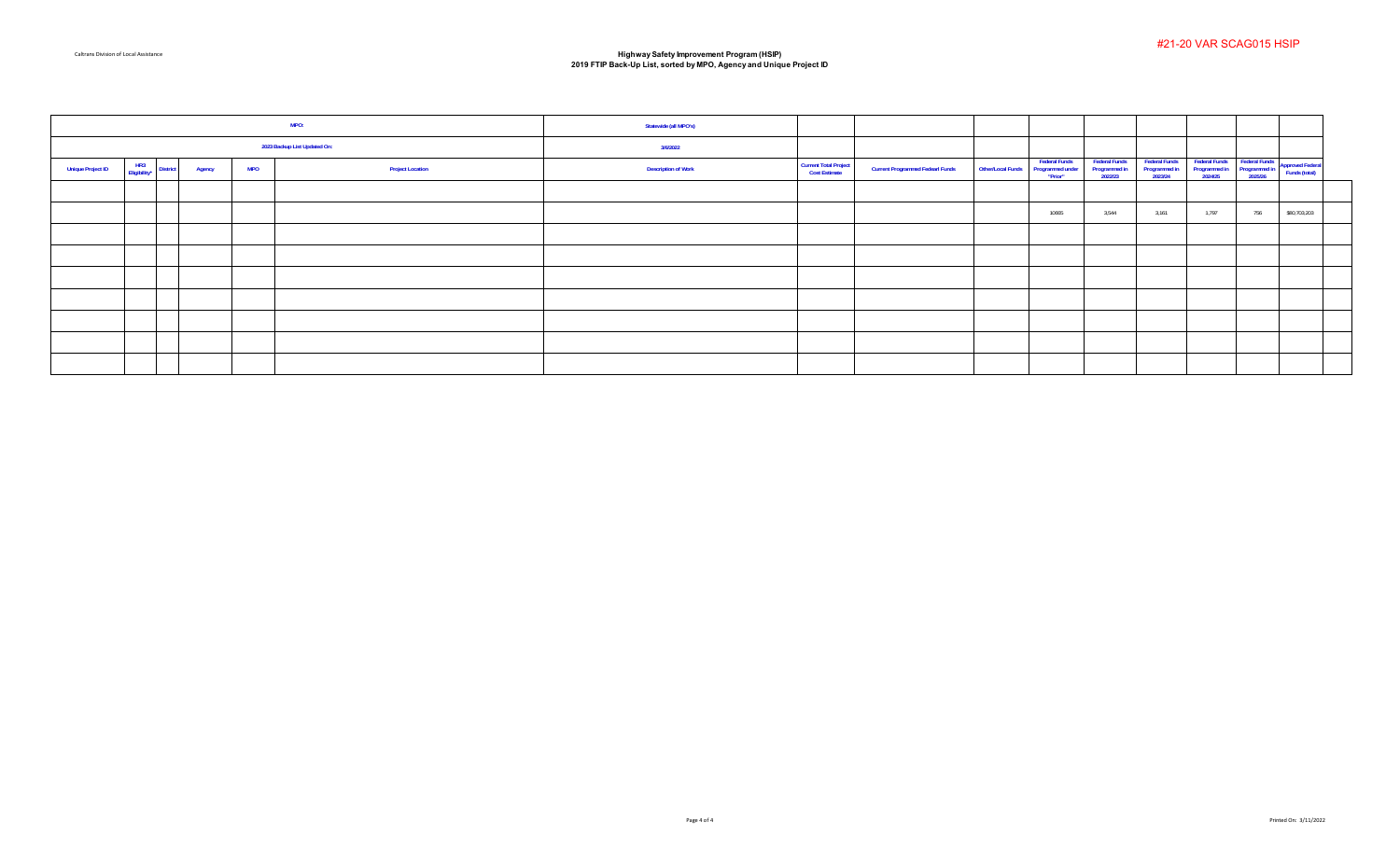#21-20 VAR SCAG015 HSIP

Caltrans Division of Local Assistance

**Highway Safety Improvement Program (HSIP)**
**2019 FTIP Back-Up List, sorted by MPO, Agency and Unique Project ID**

| MPO: | | | | | | Statewide (all MPO's) | | | | | | | | | |
|---|---|---|---|---|---|---|---|---|---|---|---|---|---|---|---|
| 2023 Backup List Updated On: | | | | | | 3/6/2022 | | | | | | | | | |
| Unique Project ID | HR3 Eligibility* | District | Agency | MPO | Project Location | Description of Work | Current Total Project Cost Estimate | Current Programmed Federl Funds | Other/Local Funds | Federal Funds Programmed under "Prior" | Federal Funds Programmed in 2022/23 | Federal Funds Programmed in 2023/24 | Federal Funds Programmed in 2024/25 | Federal Funds Programmed in 2025/26 | Approved Federal Funds (total) |
| | | | | | | | | | | | | | | | |
| | | | | | | | | | | 10605 | 3,544 | 3,161 | 1,797 | 756 | $80,703,203 |
| | | | | | | | | | | | | | | | |
| | | | | | | | | | | | | | | | |
| | | | | | | | | | | | | | | | |
| | | | | | | | | | | | | | | | |
| | | | | | | | | | | | | | | | |
| | | | | | | | | | | | | | | | |
| | | | | | | | | | | | | | | | |

Printed On: 3/11/2022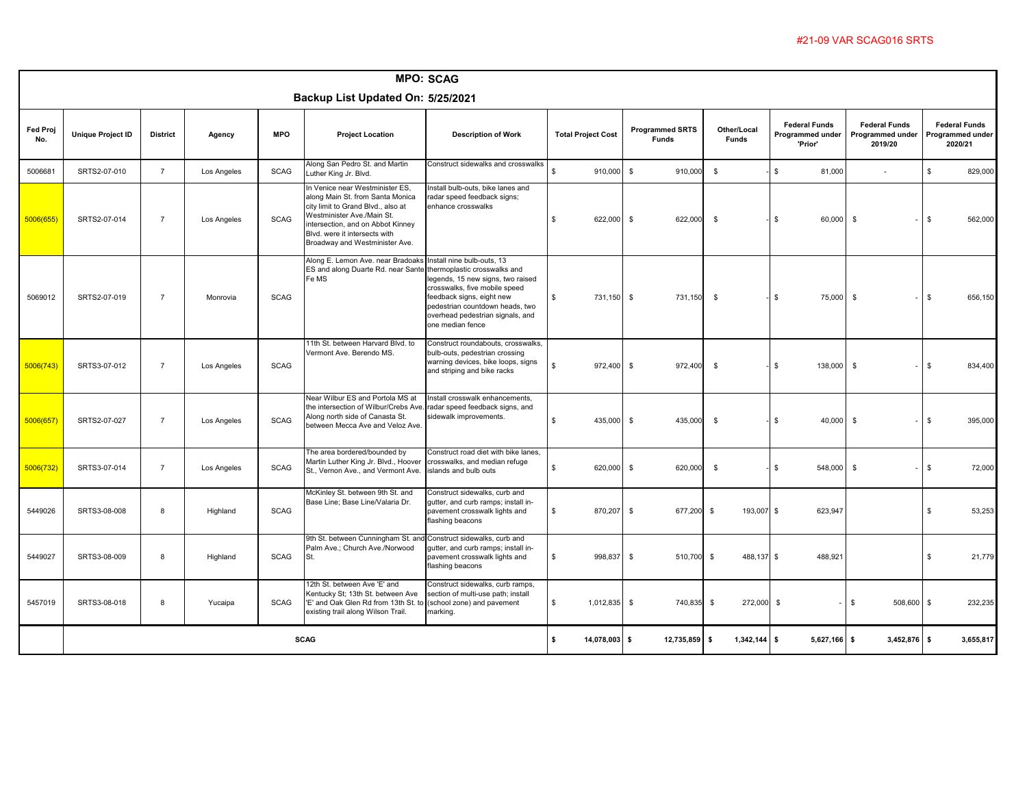#21-09 VAR SCAG016 SRTS

**MPO: SCAG**

**Backup List Updated On: 5/25/2021**

| Fed Proj No. | Unique Project ID | District | Agency | MPO | Project Location | Description of Work | Total Project Cost | Programmed SRTS Funds | Other/Local Funds | Federal Funds Programmed under 'Prior' | Federal Funds Programmed under 2019/20 | Federal Funds Programmed under 2020/21 |
|---|---|---|---|---|---|---|---|---|---|---|---|---|
| 5006681 | SRTS2-07-010 | 7 | Los Angeles | SCAG | Along San Pedro St. and Martin Luther King Jr. Blvd. | Construct sidewalks and crosswalks | $ 910,000 | $ 910,000 | $ - | $ 81,000 | - | $ 829,000 |
| 5006(655) | SRTS2-07-014 | 7 | Los Angeles | SCAG | In Venice near Westminister ES, along Main St. from Santa Monica city limit to Grand Blvd., also at Westminister Ave./Main St. intersection, and on Abbot Kinney Blvd. were it intersects with Broadway and Westminister Ave. | Install bulb-outs, bike lanes and radar speed feedback signs; enhance crosswalks | $ 622,000 | $ 622,000 | $ - | $ 60,000 | $ - | $ 562,000 |
| 5069012 | SRTS2-07-019 | 7 | Monrovia | SCAG | Along E. Lemon Ave. near Bradoaks ES and along Duarte Rd. near Sante Fe MS | Install nine bulb-outs, 13 thermoplastic crosswalks and legends, 15 new signs, two raised crosswalks, five mobile speed feedback signs, eight new pedestrian countdown heads, two overhead pedestrian signals, and one median fence | $ 731,150 | $ 731,150 | $ - | $ 75,000 | $ - | $ 656,150 |
| 5006(743) | SRTS3-07-012 | 7 | Los Angeles | SCAG | 11th St. between Harvard Blvd. to Vermont Ave. Berendo MS. | Construct roundabouts, crosswalks, bulb-outs, pedestrian crossing warning devices, bike loops, signs and striping and bike racks | $ 972,400 | $ 972,400 | $ - | $ 138,000 | $ - | $ 834,400 |
| 5006(657) | SRTS2-07-027 | 7 | Los Angeles | SCAG | Near Wilbur ES and Portola MS at the intersection of Wilbur/Crebs Ave. Along north side of Canasta St. between Mecca Ave and Veloz Ave. | Install crosswalk enhancements, radar speed feedback signs, and sidewalk improvements. | $ 435,000 | $ 435,000 | $ - | $ 40,000 | $ - | $ 395,000 |
| 5006(732) | SRTS3-07-014 | 7 | Los Angeles | SCAG | The area bordered/bounded by Martin Luther King Jr. Blvd., Hoover St., Vernon Ave., and Vermont Ave. | Construct road diet with bike lanes, crosswalks, and median refuge islands and bulb outs | $ 620,000 | $ 620,000 | $ - | $ 548,000 | $ - | $ 72,000 |
| 5449026 | SRTS3-08-008 | 8 | Highland | SCAG | McKinley St. between 9th St. and Base Line; Base Line/Valaria Dr. | Construct sidewalks, curb and gutter, and curb ramps; install in-pavement crosswalk lights and flashing beacons | $ 870,207 | $ 677,200 | $ 193,007 | $ 623,947 | | $ 53,253 |
| 5449027 | SRTS3-08-009 | 8 | Highland | SCAG | 9th St. between Cunningham St. and Palm Ave.; Church Ave./Norwood St. | Construct sidewalks, curb and gutter, and curb ramps; install in-pavement crosswalk lights and flashing beacons | $ 998,837 | $ 510,700 | $ 488,137 | $ 488,921 | | $ 21,779 |
| 5457019 | SRTS3-08-018 | 8 | Yucaipa | SCAG | 12th St. between Ave 'E' and Kentucky St; 13th St. between Ave 'E' and Oak Glen Rd from 13th St. to existing trail along Wilson Trail. | Construct sidewalks, curb ramps, section of multi-use path; install (school zone) and pavement marking. | $ 1,012,835 | $ 740,835 | $ 272,000 | $ - | $ 508,600 | $ 232,235 |
| | **SCAG** | | | | | | **$ 14,078,003** | **$ 12,735,859** | **$ 1,342,144** | **$ 5,627,166** | **$ 3,452,876** | **$ 3,655,817** |